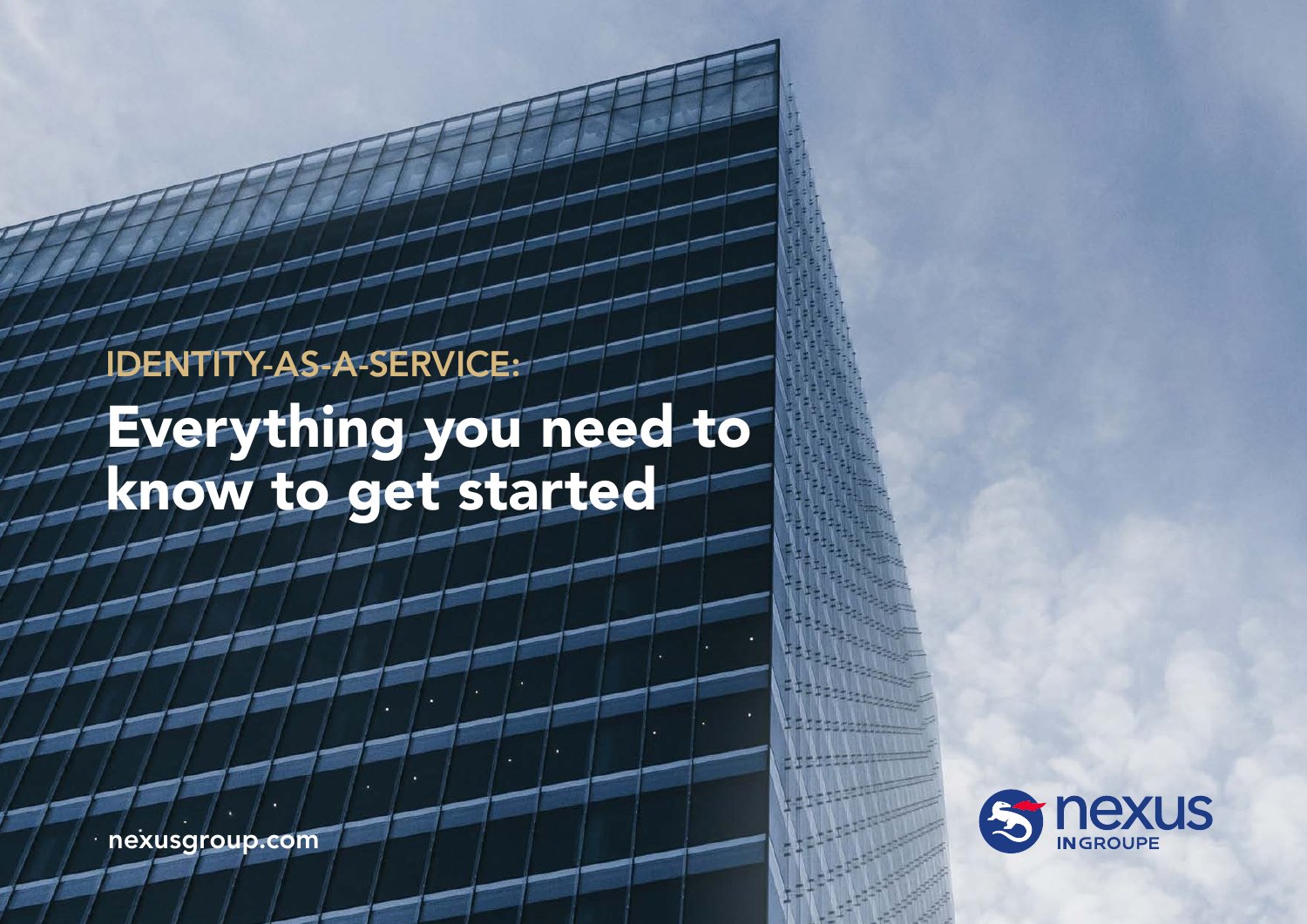IDENTITY-AS-A-SERVICE:

# Everything you need to know to get started

nexusgroup.com

nexus INGROUPE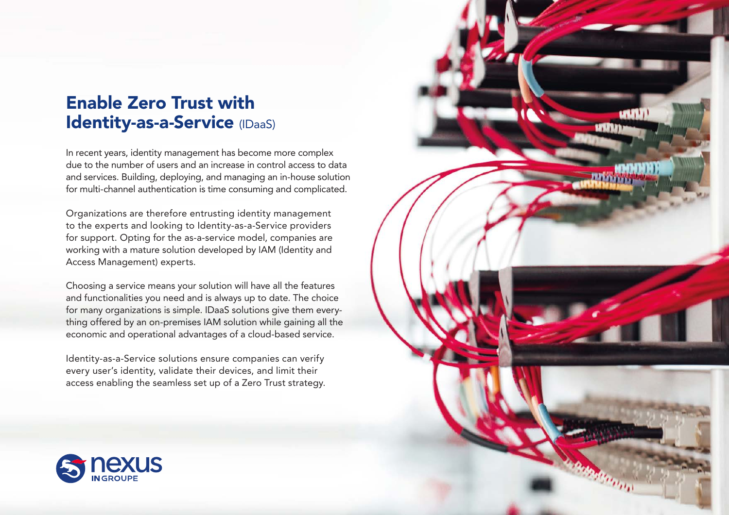# Enable Zero Trust with Identity-as-a-Service (IDaaS)

In recent years, identity management has become more complex due to the number of users and an increase in control access to data and services. Building, deploying, and managing an in-house solution for multi-channel authentication is time consuming and complicated.

Organizations are therefore entrusting identity management to the experts and looking to Identity-as-a-Service providers for support. Opting for the as-a-service model, companies are working with a mature solution developed by IAM (Identity and Access Management) experts.

Choosing a service means your solution will have all the features and functionalities you need and is always up to date. The choice for many organizations is simple. IDaaS solutions give them everything offered by an on-premises IAM solution while gaining all the economic and operational advantages of a cloud-based service.

Identity-as-a-Service solutions ensure companies can verify every user's identity, validate their devices, and limit their access enabling the seamless set up of a Zero Trust strategy.

nexus INGROUPE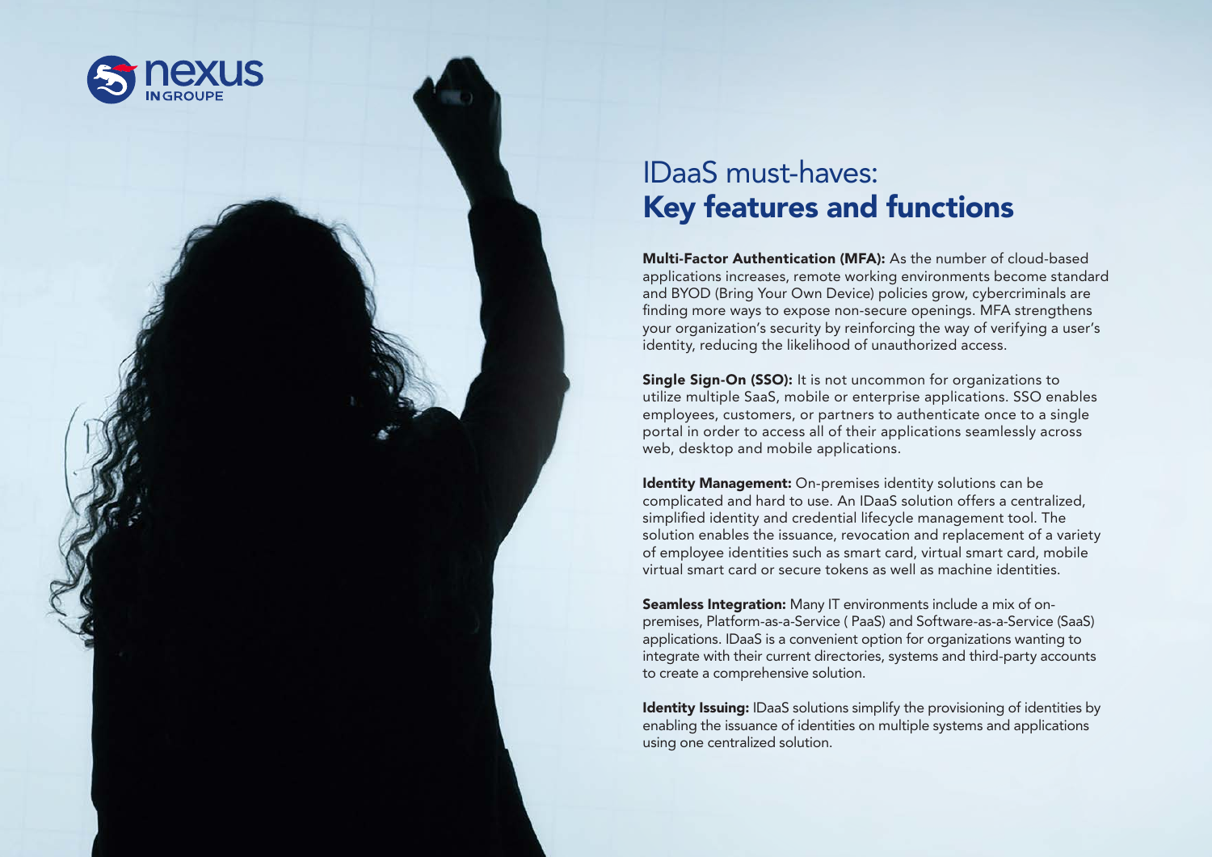# IDaaS must-haves: Key features and functions

**Multi-Factor Authentication (MFA):** As the number of cloud-based applications increases, remote working environments become standard and BYOD (Bring Your Own Device) policies grow, cybercriminals are finding more ways to expose non-secure openings. MFA strengthens your organization's security by reinforcing the way of verifying a user's identity, reducing the likelihood of unauthorized access.

**Single Sign-On (SSO):** It is not uncommon for organizations to utilize multiple SaaS, mobile or enterprise applications. SSO enables employees, customers, or partners to authenticate once to a single portal in order to access all of their applications seamlessly across web, desktop and mobile applications.

**Identity Management:** On-premises identity solutions can be complicated and hard to use. An IDaaS solution offers a centralized, simplified identity and credential lifecycle management tool. The solution enables the issuance, revocation and replacement of a variety of employee identities such as smart card, virtual smart card, mobile virtual smart card or secure tokens as well as machine identities.

**Seamless Integration:** Many IT environments include a mix of on-premises, Platform-as-a-Service ( PaaS) and Software-as-a-Service (SaaS) applications. IDaaS is a convenient option for organizations wanting to integrate with their current directories, systems and third-party accounts to create a comprehensive solution.

**Identity Issuing:** IDaaS solutions simplify the provisioning of identities by enabling the issuance of identities on multiple systems and applications using one centralized solution.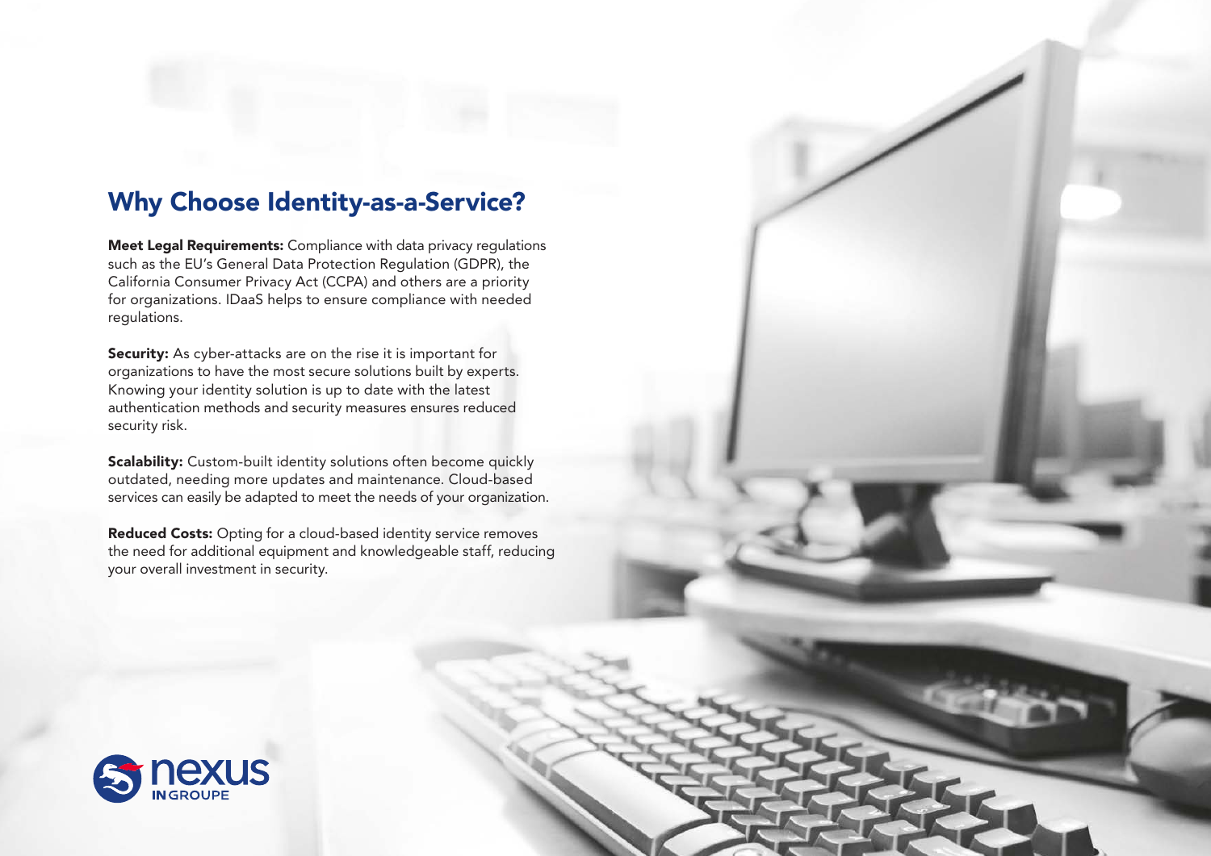## Why Choose Identity-as-a-Service?

**Meet Legal Requirements:** Compliance with data privacy regulations such as the EU's General Data Protection Regulation (GDPR), the California Consumer Privacy Act (CCPA) and others are a priority for organizations. IDaaS helps to ensure compliance with needed regulations.

**Security:** As cyber-attacks are on the rise it is important for organizations to have the most secure solutions built by experts. Knowing your identity solution is up to date with the latest authentication methods and security measures ensures reduced security risk.

**Scalability:** Custom-built identity solutions often become quickly outdated, needing more updates and maintenance. Cloud-based services can easily be adapted to meet the needs of your organization.

**Reduced Costs:** Opting for a cloud-based identity service removes the need for additional equipment and knowledgeable staff, reducing your overall investment in security.

nexus INGROUPE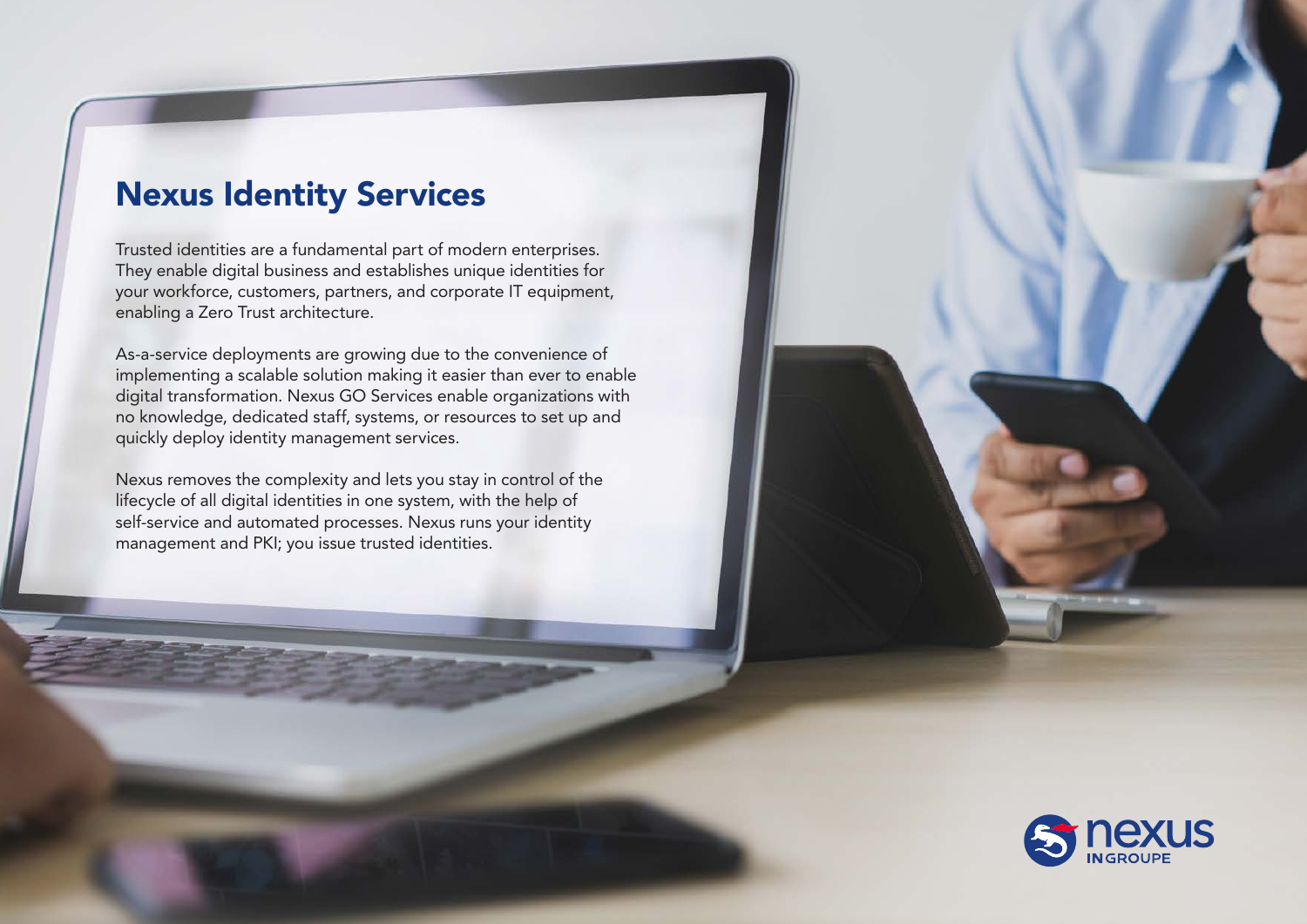# Nexus Identity Services

Trusted identities are a fundamental part of modern enterprises. They enable digital business and establishes unique identities for your workforce, customers, partners, and corporate IT equipment, enabling a Zero Trust architecture.

As-a-service deployments are growing due to the convenience of implementing a scalable solution making it easier than ever to enable digital transformation. Nexus GO Services enable organizations with no knowledge, dedicated staff, systems, or resources to set up and quickly deploy identity management services.

Nexus removes the complexity and lets you stay in control of the lifecycle of all digital identities in one system, with the help of self-service and automated processes. Nexus runs your identity management and PKI; you issue trusted identities.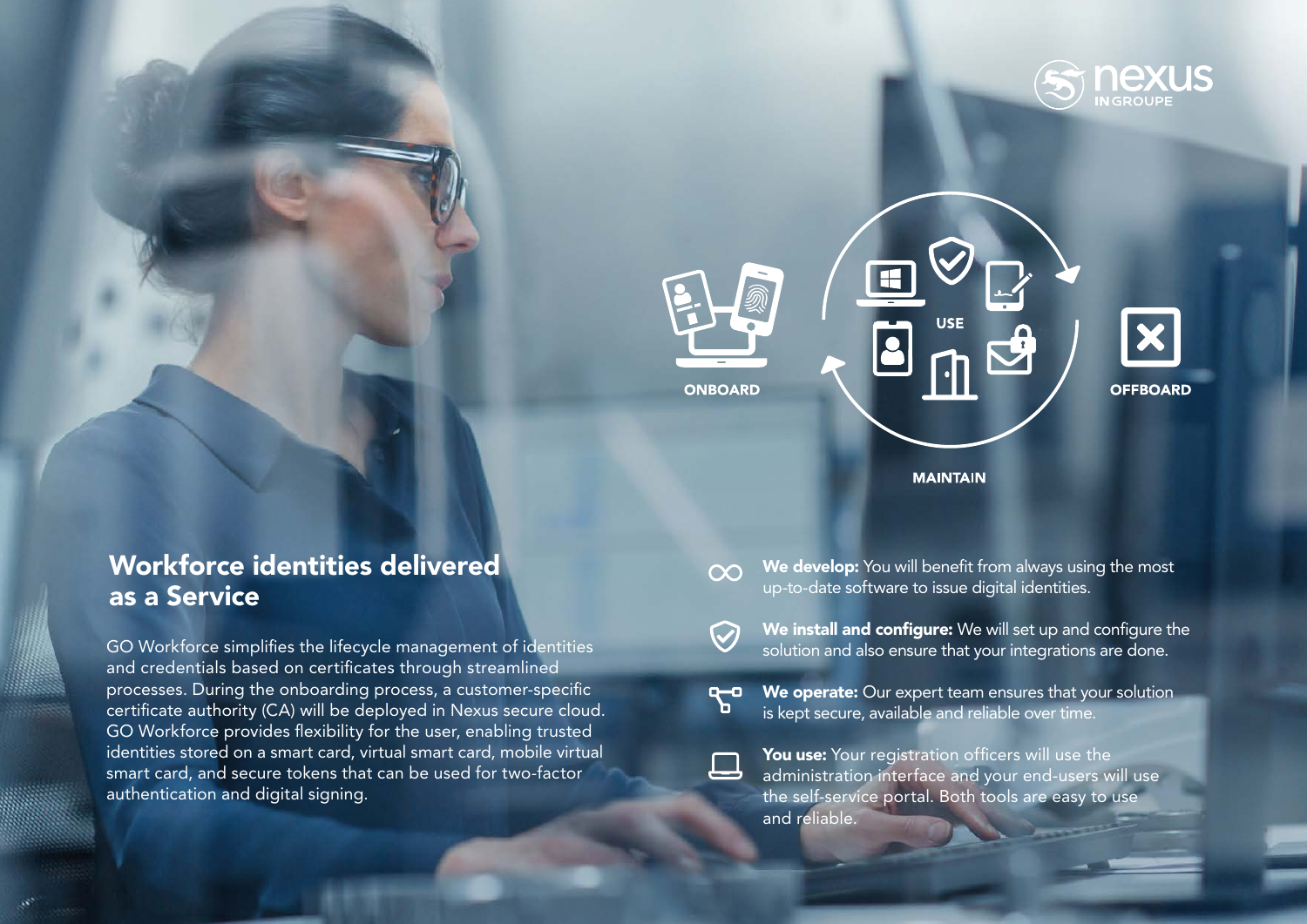ONBOARD

USE

MAINTAIN

OFFBOARD

## Workforce identities delivered as a Service

GO Workforce simplifies the lifecycle management of identities and credentials based on certificates through streamlined processes. During the onboarding process, a customer-specific certificate authority (CA) will be deployed in Nexus secure cloud. GO Workforce provides flexibility for the user, enabling trusted identities stored on a smart card, virtual smart card, mobile virtual smart card, and secure tokens that can be used for two-factor authentication and digital signing.

- **We develop:** You will benefit from always using the most up-to-date software to issue digital identities.
- **We install and configure:** We will set up and configure the solution and also ensure that your integrations are done.
- **We operate:** Our expert team ensures that your solution is kept secure, available and reliable over time.
- **You use:** Your registration officers will use the administration interface and your end-users will use the self-service portal. Both tools are easy to use and reliable.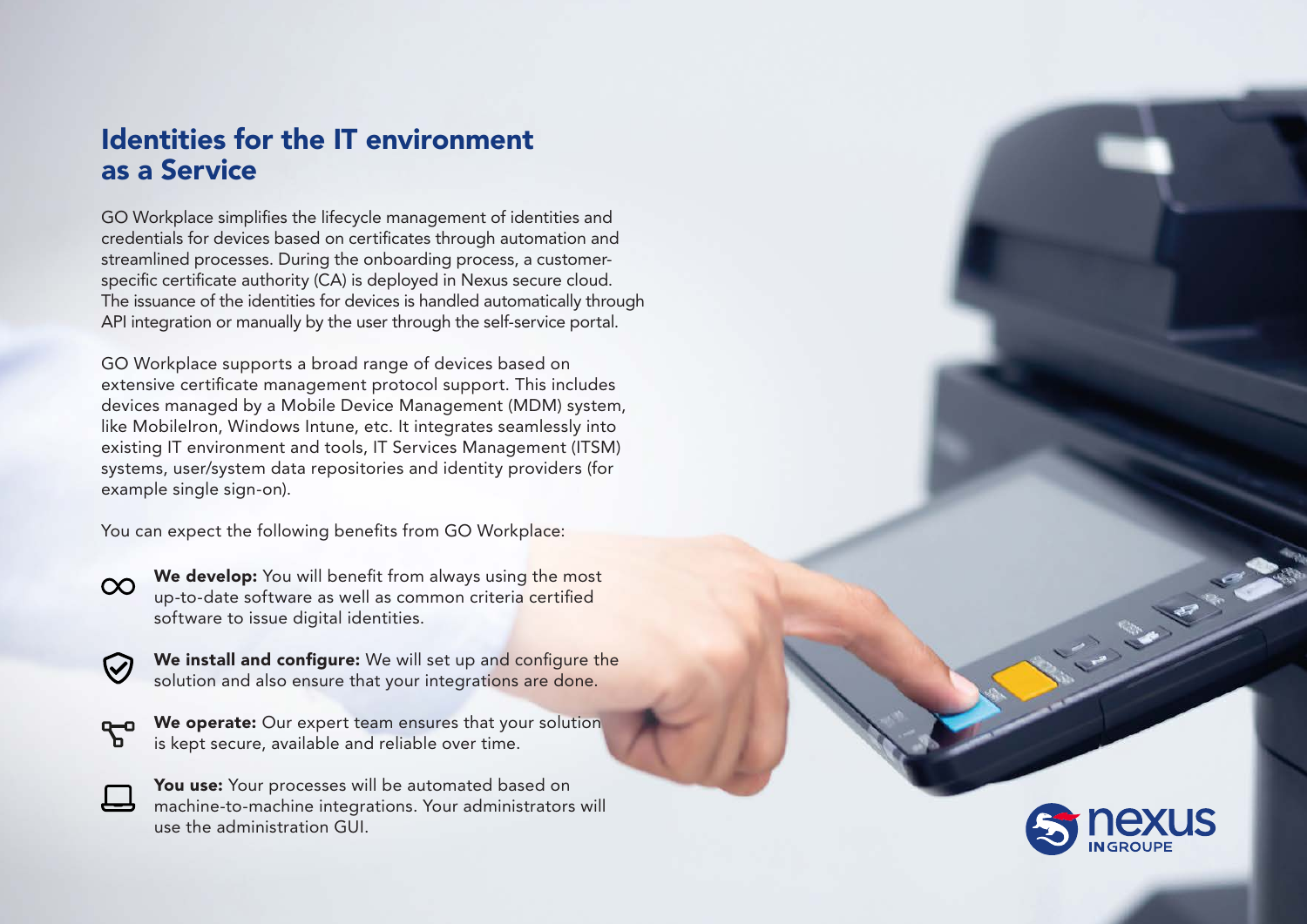## Identities for the IT environment as a Service

GO Workplace simplifies the lifecycle management of identities and credentials for devices based on certificates through automation and streamlined processes. During the onboarding process, a customer-specific certificate authority (CA) is deployed in Nexus secure cloud. The issuance of the identities for devices is handled automatically through API integration or manually by the user through the self-service portal.

GO Workplace supports a broad range of devices based on extensive certificate management protocol support. This includes devices managed by a Mobile Device Management (MDM) system, like MobileIron, Windows Intune, etc. It integrates seamlessly into existing IT environment and tools, IT Services Management (ITSM) systems, user/system data repositories and identity providers (for example single sign-on).

You can expect the following benefits from GO Workplace:

- **We develop:** You will benefit from always using the most up-to-date software as well as common criteria certified software to issue digital identities.
- **We install and configure:** We will set up and configure the solution and also ensure that your integrations are done.
- **We operate:** Our expert team ensures that your solution is kept secure, available and reliable over time.
- **You use:** Your processes will be automated based on machine-to-machine integrations. Your administrators will use the administration GUI.

nexus INGROUPE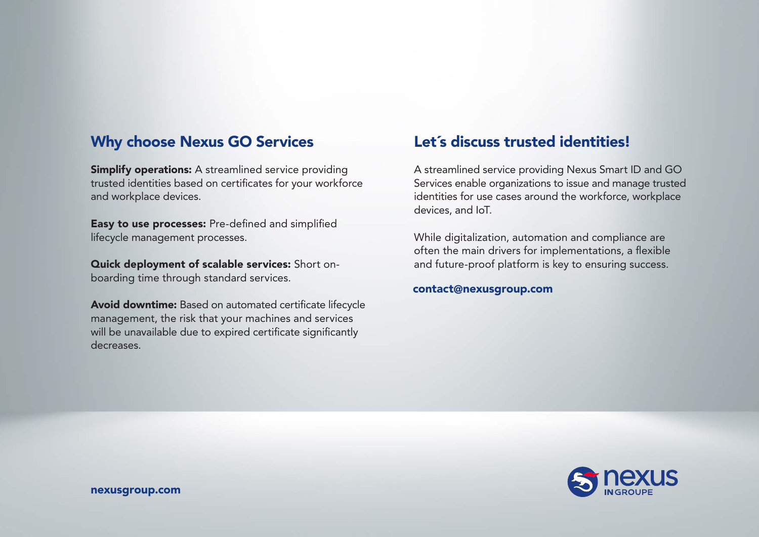## Why choose Nexus GO Services

**Simplify operations:** A streamlined service providing trusted identities based on certificates for your workforce and workplace devices.

**Easy to use processes:** Pre-defined and simplified lifecycle management processes.

**Quick deployment of scalable services:** Short on-boarding time through standard services.

**Avoid downtime:** Based on automated certificate lifecycle management, the risk that your machines and services will be unavailable due to expired certificate significantly decreases.

## Let´s discuss trusted identities!

A streamlined service providing Nexus Smart ID and GO Services enable organizations to issue and manage trusted identities for use cases around the workforce, workplace devices, and IoT.

While digitalization, automation and compliance are often the main drivers for implementations, a flexible and future-proof platform is key to ensuring success.

**contact@nexusgroup.com**

**nexusgroup.com**

nexus
INGROUPE